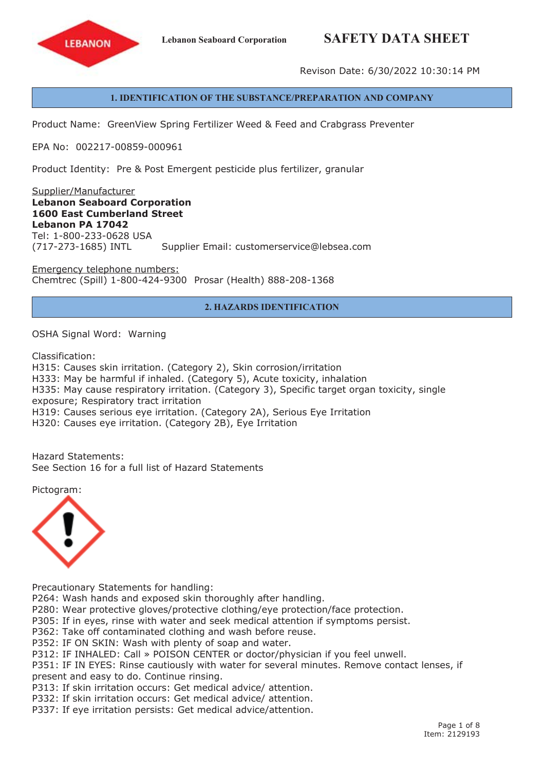**Lebanon Seaboard Corporation**

# SAFETY DATA SHEET

Revison Date: 6/30/2022 10:30:14 PM

## 1. IDENTIFICATION OF THE SUBSTANCE/PREPARATION AND COMPANY

Product Name: GreenView Spring Fertilizer Weed & Feed and Crabgrass Preventer

EPA No: 002217-00859-000961

Product Identity: Pre & Post Emergent pesticide plus fertilizer, granular

Supplier/Manufacturer
**Lebanon Seaboard Corporation**
**1600 East Cumberland Street**
**Lebanon PA 17042**
Tel: 1-800-233-0628 USA
(717-273-1685) INTL Supplier Email: customerservice@lebsea.com

Emergency telephone numbers:
Chemtrec (Spill) 1-800-424-9300 Prosar (Health) 888-208-1368

## 2. HAZARDS IDENTIFICATION

OSHA Signal Word: Warning

Classification:
H315: Causes skin irritation. (Category 2), Skin corrosion/irritation
H333: May be harmful if inhaled. (Category 5), Acute toxicity, inhalation
H335: May cause respiratory irritation. (Category 3), Specific target organ toxicity, single exposure; Respiratory tract irritation
H319: Causes serious eye irritation. (Category 2A), Serious Eye Irritation
H320: Causes eye irritation. (Category 2B), Eye Irritation

Hazard Statements:
See Section 16 for a full list of Hazard Statements

Pictogram:

Precautionary Statements for handling:
P264: Wash hands and exposed skin thoroughly after handling.
P280: Wear protective gloves/protective clothing/eye protection/face protection.
P305: If in eyes, rinse with water and seek medical attention if symptoms persist.
P362: Take off contaminated clothing and wash before reuse.
P352: IF ON SKIN: Wash with plenty of soap and water.
P312: IF INHALED: Call » POISON CENTER or doctor/physician if you feel unwell.
P351: IF IN EYES: Rinse cautiously with water for several minutes. Remove contact lenses, if present and easy to do. Continue rinsing.
P313: If skin irritation occurs: Get medical advice/ attention.
P332: If skin irritation occurs: Get medical advice/ attention.
P337: If eye irritation persists: Get medical advice/attention.

Item: 2129193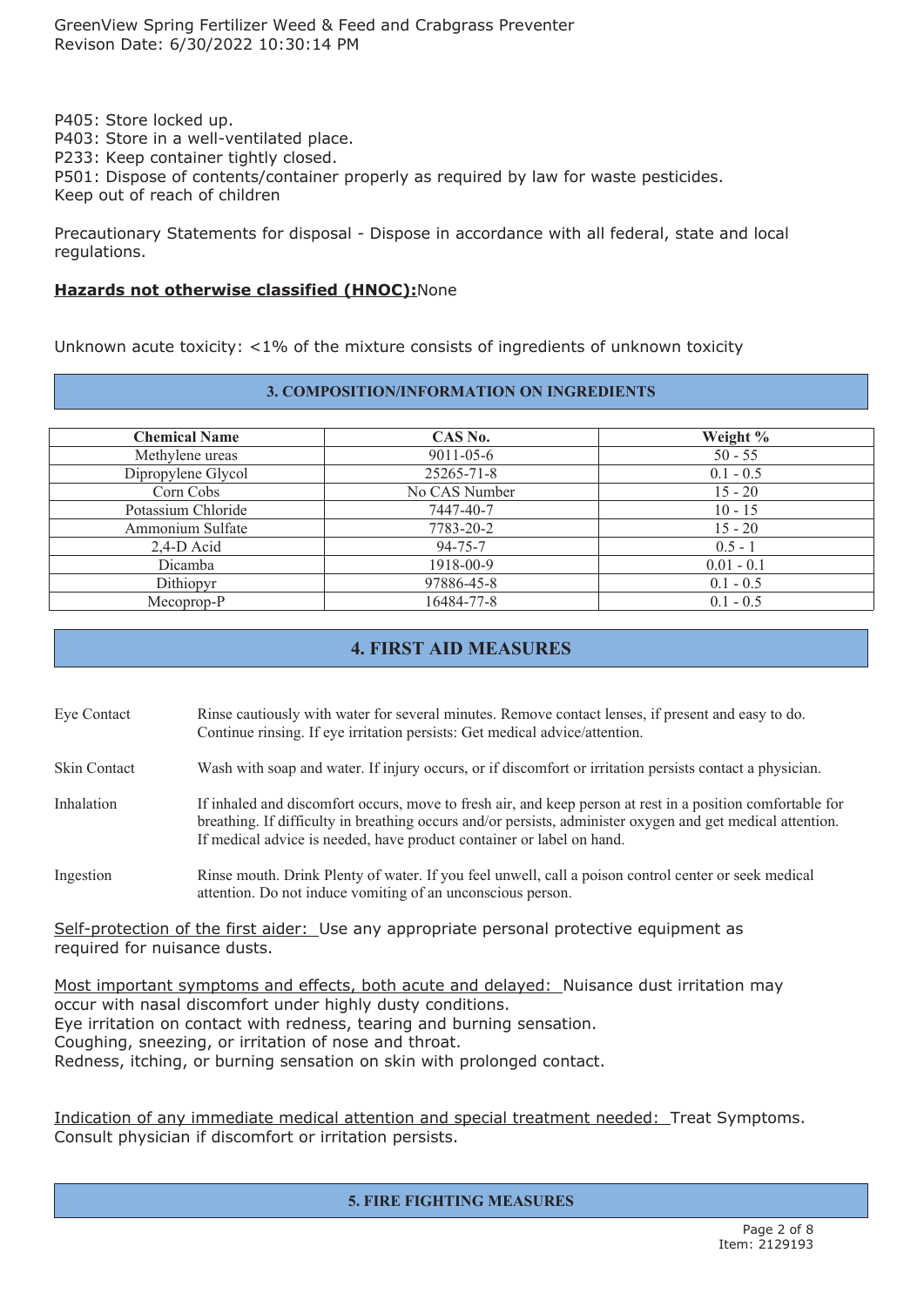P405: Store locked up.
P403: Store in a well-ventilated place.
P233: Keep container tightly closed.
P501: Dispose of contents/container properly as required by law for waste pesticides.
Keep out of reach of children

Precautionary Statements for disposal - Dispose in accordance with all federal, state and local regulations.

**Hazards not otherwise classified (HNOC):** None

Unknown acute toxicity: <1% of the mixture consists of ingredients of unknown toxicity

## 3. COMPOSITION/INFORMATION ON INGREDIENTS

| Chemical Name | CAS No. | Weight % |
|---|---|---|
| Methylene ureas | 9011-05-6 | 50 - 55 |
| Dipropylene Glycol | 25265-71-8 | 0.1 - 0.5 |
| Corn Cobs | No CAS Number | 15 - 20 |
| Potassium Chloride | 7447-40-7 | 10 - 15 |
| Ammonium Sulfate | 7783-20-2 | 15 - 20 |
| 2,4-D Acid | 94-75-7 | 0.5 - 1 |
| Dicamba | 1918-00-9 | 0.01 - 0.1 |
| Dithiopyr | 97886-45-8 | 0.1 - 0.5 |
| Mecoprop-P | 16484-77-8 | 0.1 - 0.5 |

## 4. FIRST AID MEASURES

**Eye Contact**: Rinse cautiously with water for several minutes. Remove contact lenses, if present and easy to do. Continue rinsing. If eye irritation persists: Get medical advice/attention.

**Skin Contact**: Wash with soap and water. If injury occurs, or if discomfort or irritation persists contact a physician.

**Inhalation**: If inhaled and discomfort occurs, move to fresh air, and keep person at rest in a position comfortable for breathing. If difficulty in breathing occurs and/or persists, administer oxygen and get medical attention. If medical advice is needed, have product container or label on hand.

**Ingestion**: Rinse mouth. Drink Plenty of water. If you feel unwell, call a poison control center or seek medical attention. Do not induce vomiting of an unconscious person.

Self-protection of the first aider: Use any appropriate personal protective equipment as required for nuisance dusts.

Most important symptoms and effects, both acute and delayed: Nuisance dust irritation may occur with nasal discomfort under highly dusty conditions.
Eye irritation on contact with redness, tearing and burning sensation.
Coughing, sneezing, or irritation of nose and throat.
Redness, itching, or burning sensation on skin with prolonged contact.

Indication of any immediate medical attention and special treatment needed: Treat Symptoms. Consult physician if discomfort or irritation persists.

## 5. FIRE FIGHTING MEASURES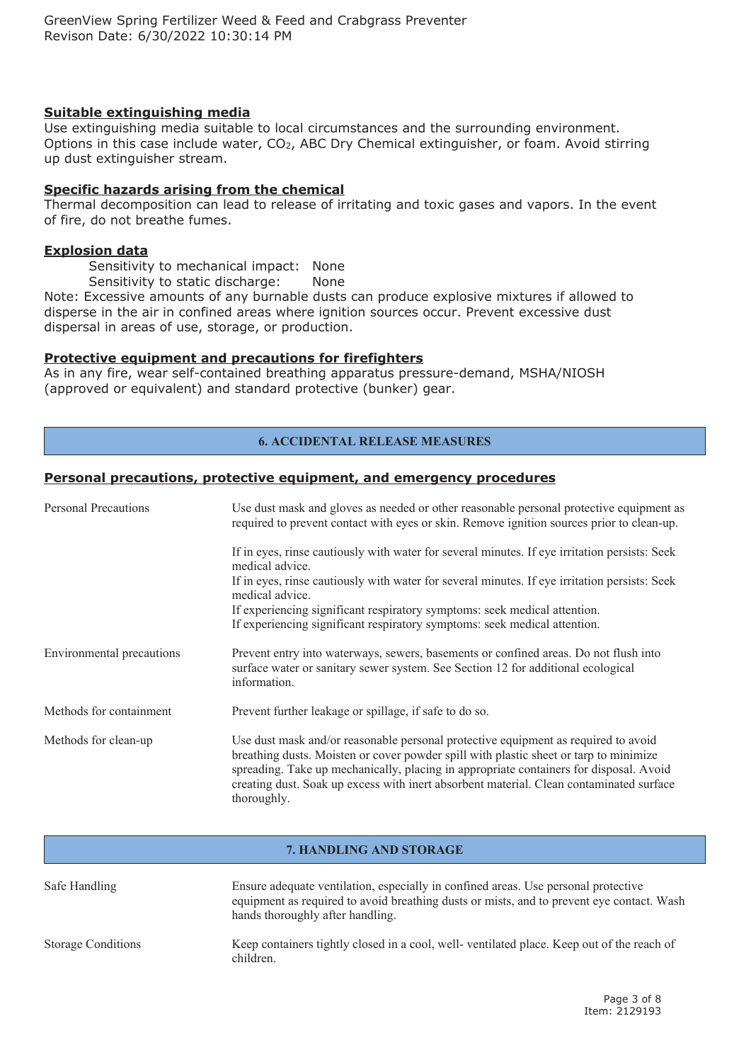#### Suitable extinguishing media

Use extinguishing media suitable to local circumstances and the surrounding environment. Options in this case include water, $CO_2$, ABC Dry Chemical extinguisher, or foam. Avoid stirring up dust extinguisher stream.

#### Specific hazards arising from the chemical

Thermal decomposition can lead to release of irritating and toxic gases and vapors. In the event of fire, do not breathe fumes.

#### Explosion data

Sensitivity to mechanical impact: None
Sensitivity to static discharge: None

Note: Excessive amounts of any burnable dusts can produce explosive mixtures if allowed to disperse in the air in confined areas where ignition sources occur. Prevent excessive dust dispersal in areas of use, storage, or production.

#### Protective equipment and precautions for firefighters

As in any fire, wear self-contained breathing apparatus pressure-demand, MSHA/NIOSH (approved or equivalent) and standard protective (bunker) gear.

## 6. ACCIDENTAL RELEASE MEASURES

#### Personal precautions, protective equipment, and emergency procedures

| | |
|---|---|
| Personal Precautions | Use dust mask and gloves as needed or other reasonable personal protective equipment as required to prevent contact with eyes or skin. Remove ignition sources prior to clean-up.<br><br>If in eyes, rinse cautiously with water for several minutes. If eye irritation persists: Seek medical advice.<br>If in eyes, rinse cautiously with water for several minutes. If eye irritation persists: Seek medical advice.<br>If experiencing significant respiratory symptoms: seek medical attention.<br>If experiencing significant respiratory symptoms: seek medical attention. |
| Environmental precautions | Prevent entry into waterways, sewers, basements or confined areas. Do not flush into surface water or sanitary sewer system. See Section 12 for additional ecological information. |
| Methods for containment | Prevent further leakage or spillage, if safe to do so. |
| Methods for clean-up | Use dust mask and/or reasonable personal protective equipment as required to avoid breathing dusts. Moisten or cover powder spill with plastic sheet or tarp to minimize spreading. Take up mechanically, placing in appropriate containers for disposal. Avoid creating dust. Soak up excess with inert absorbent material. Clean contaminated surface thoroughly. |

## 7. HANDLING AND STORAGE

| | |
|---|---|
| Safe Handling | Ensure adequate ventilation, especially in confined areas. Use personal protective equipment as required to avoid breathing dusts or mists, and to prevent eye contact. Wash hands thoroughly after handling. |
| Storage Conditions | Keep containers tightly closed in a cool, well- ventilated place. Keep out of the reach of children. |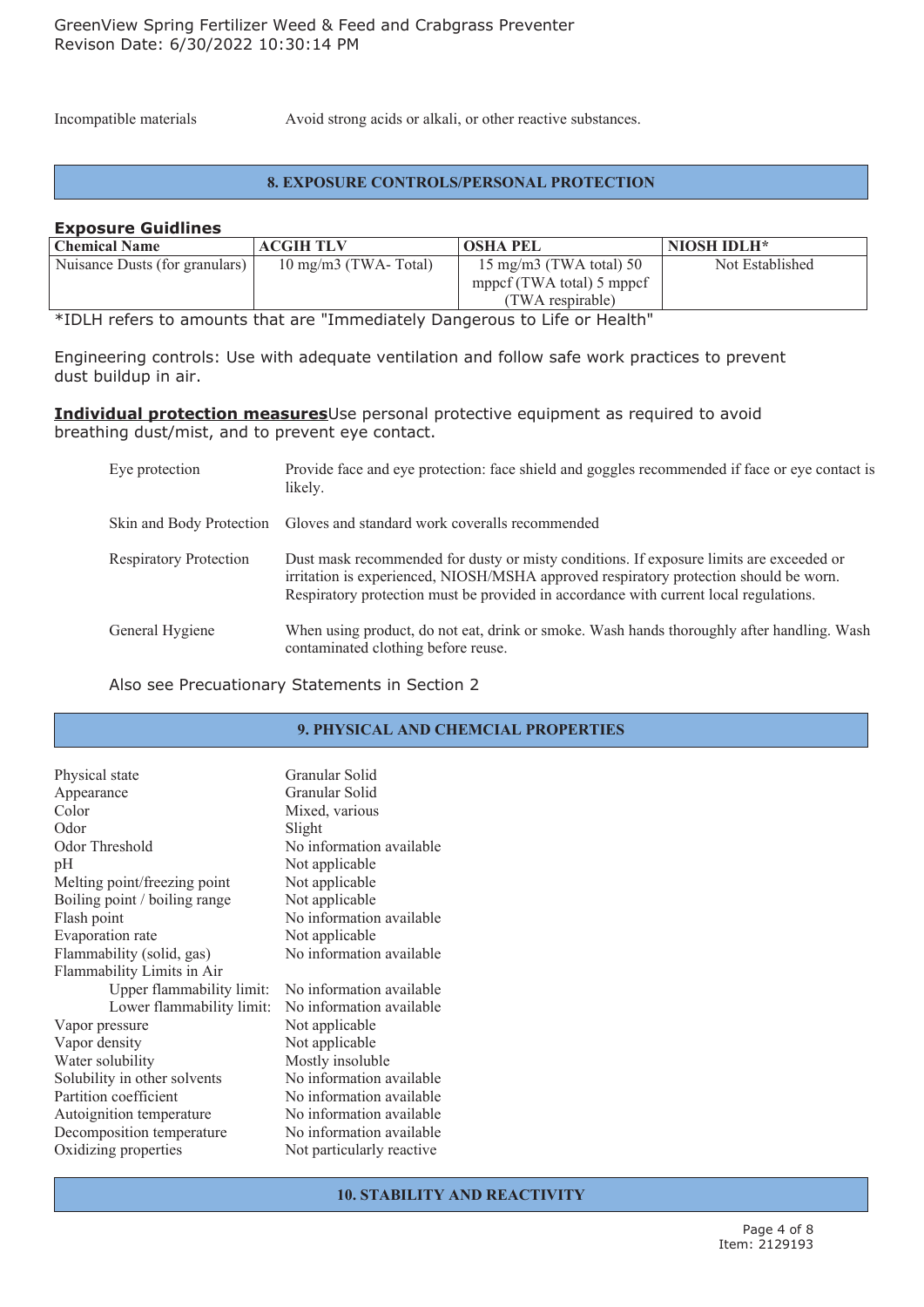Incompatible materials | Avoid strong acids or alkali, or other reactive substances.

## 8. EXPOSURE CONTROLS/PERSONAL PROTECTION

### Exposure Guidlines

| Chemical Name | ACGIH TLV | OSHA PEL | NIOSH IDLH* |
|---|---|---|---|
| Nuisance Dusts (for granulars) | 10 mg/m3 (TWA- Total) | 15 mg/m3 (TWA total) 50 mppcf (TWA total) 5 mppcf (TWA respirable) | Not Established |

*IDLH refers to amounts that are "Immediately Dangerous to Life or Health"

Engineering controls: Use with adequate ventilation and follow safe work practices to prevent dust buildup in air.

**Individual protection measures**Use personal protective equipment as required to avoid breathing dust/mist, and to prevent eye contact.

| | |
|---|---|
| Eye protection | Provide face and eye protection: face shield and goggles recommended if face or eye contact is likely. |
| Skin and Body Protection | Gloves and standard work coveralls recommended |
| Respiratory Protection | Dust mask recommended for dusty or misty conditions. If exposure limits are exceeded or irritation is experienced, NIOSH/MSHA approved respiratory protection should be worn. Respiratory protection must be provided in accordance with current local regulations. |
| General Hygiene | When using product, do not eat, drink or smoke. Wash hands thoroughly after handling. Wash contaminated clothing before reuse. |

Also see Precuationary Statements in Section 2

## 9. PHYSICAL AND CHEMCIAL PROPERTIES

| | |
|---|---|
| Physical state | Granular Solid |
| Appearance | Granular Solid |
| Color | Mixed, various |
| Odor | Slight |
| Odor Threshold | No information available |
| pH | Not applicable |
| Melting point/freezing point | Not applicable |
| Boiling point / boiling range | Not applicable |
| Flash point | No information available |
| Evaporation rate | Not applicable |
| Flammability (solid, gas) | No information available |
| Flammability Limits in Air | |
| Upper flammability limit: | No information available |
| Lower flammability limit: | No information available |
| Vapor pressure | Not applicable |
| Vapor density | Not applicable |
| Water solubility | Mostly insoluble |
| Solubility in other solvents | No information available |
| Partition coefficient | No information available |
| Autoignition temperature | No information available |
| Decomposition temperature | No information available |
| Oxidizing properties | Not particularly reactive |

## 10. STABILITY AND REACTIVITY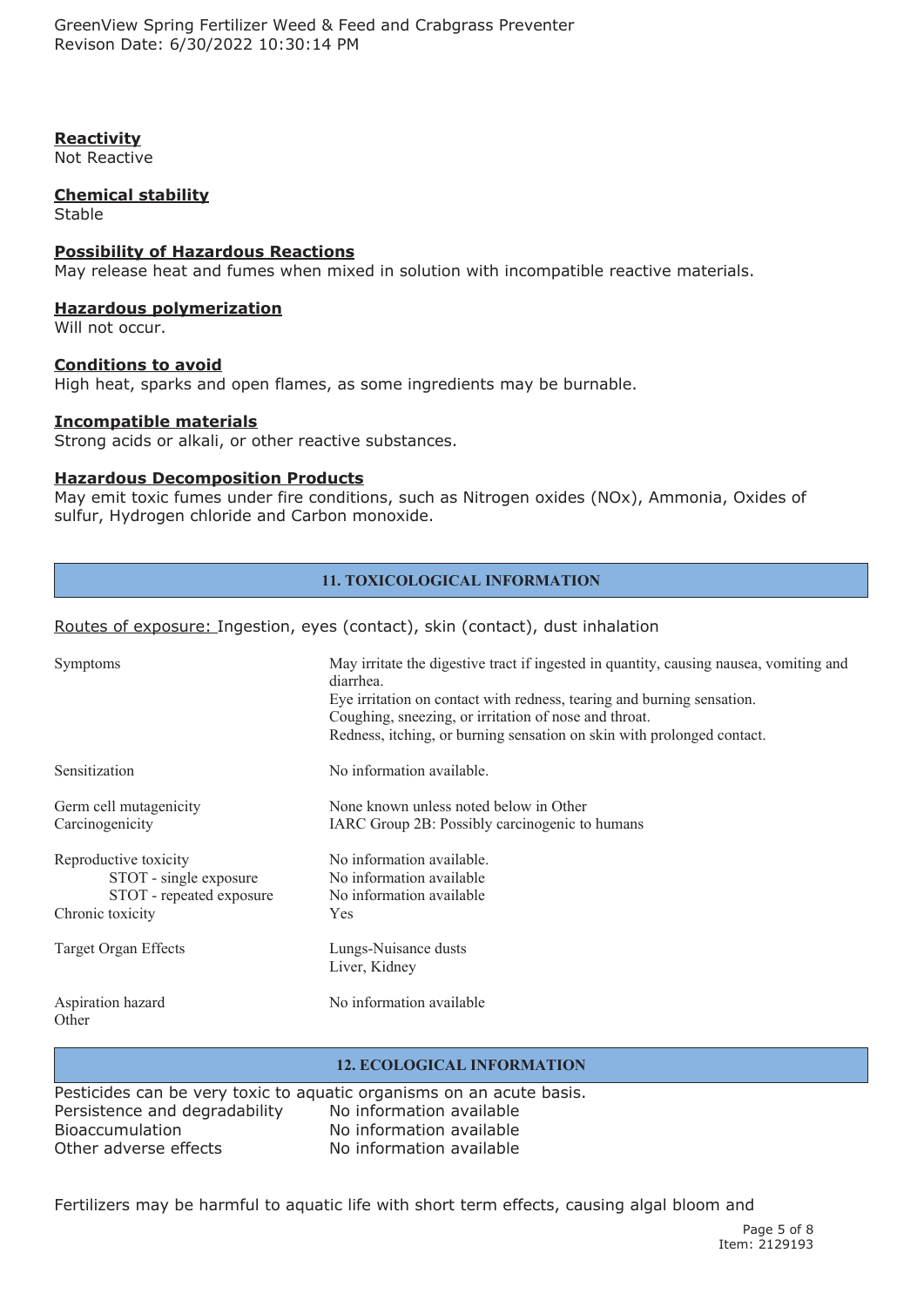**Reactivity**
Not Reactive

**Chemical stability**
Stable

**Possibility of Hazardous Reactions**
May release heat and fumes when mixed in solution with incompatible reactive materials.

**Hazardous polymerization**
Will not occur.

**Conditions to avoid**
High heat, sparks and open flames, as some ingredients may be burnable.

**Incompatible materials**
Strong acids or alkali, or other reactive substances.

**Hazardous Decomposition Products**
May emit toxic fumes under fire conditions, such as Nitrogen oxides (NOx), Ammonia, Oxides of sulfur, Hydrogen chloride and Carbon monoxide.

## 11. TOXICOLOGICAL INFORMATION

Routes of exposure: Ingestion, eyes (contact), skin (contact), dust inhalation

| | |
|---|---|
| Symptoms | May irritate the digestive tract if ingested in quantity, causing nausea, vomiting and diarrhea.<br>Eye irritation on contact with redness, tearing and burning sensation.<br>Coughing, sneezing, or irritation of nose and throat.<br>Redness, itching, or burning sensation on skin with prolonged contact. |
| Sensitization | No information available. |
| Germ cell mutagenicity | None known unless noted below in Other |
| Carcinogenicity | IARC Group 2B: Possibly carcinogenic to humans |
| Reproductive toxicity | No information available. |
| STOT - single exposure | No information available |
| STOT - repeated exposure | No information available |
| Chronic toxicity | Yes |
| Target Organ Effects | Lungs-Nuisance dusts<br>Liver, Kidney |
| Aspiration hazard | No information available |
| Other | |

## 12. ECOLOGICAL INFORMATION

Pesticides can be very toxic to aquatic organisms on an acute basis.

| | |
|---|---|
| Persistence and degradability | No information available |
| Bioaccumulation | No information available |
| Other adverse effects | No information available |

Fertilizers may be harmful to aquatic life with short term effects, causing algal bloom and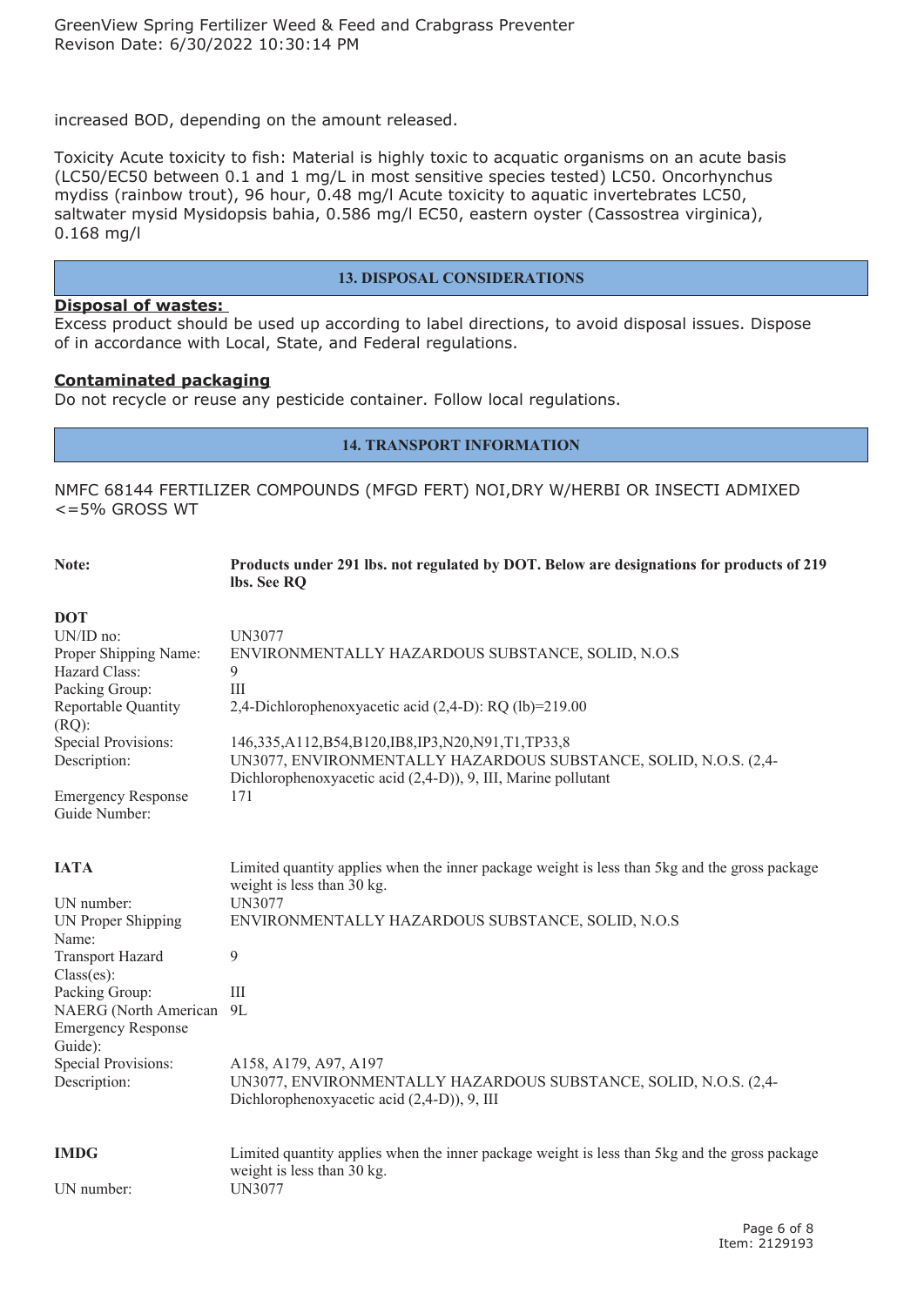increased BOD, depending on the amount released.

Toxicity Acute toxicity to fish: Material is highly toxic to acquatic organisms on an acute basis (LC50/EC50 between 0.1 and 1 mg/L in most sensitive species tested) LC50. Oncorhynchus mydiss (rainbow trout), 96 hour, 0.48 mg/l Acute toxicity to aquatic invertebrates LC50, saltwater mysid Mysidopsis bahia, 0.586 mg/l EC50, eastern oyster (Cassostrea virginica), 0.168 mg/l

## 13. DISPOSAL CONSIDERATIONS

**Disposal of wastes:**

Excess product should be used up according to label directions, to avoid disposal issues. Dispose of in accordance with Local, State, and Federal regulations.

**Contaminated packaging**

Do not recycle or reuse any pesticide container. Follow local regulations.

## 14. TRANSPORT INFORMATION

NMFC 68144 FERTILIZER COMPOUNDS (MFGD FERT) NOI,DRY W/HERBI OR INSECTI ADMIXED <=5% GROSS WT

| | |
|---|---|
| **Note:** | **Products under 291 lbs. not regulated by DOT. Below are designations for products of 219 lbs. See RQ** |

**DOT**

| | |
|---|---|
| UN/ID no: | UN3077 |
| Proper Shipping Name: | ENVIRONMENTALLY HAZARDOUS SUBSTANCE, SOLID, N.O.S |
| Hazard Class: | 9 |
| Packing Group: | III |
| Reportable Quantity (RQ): | 2,4-Dichlorophenoxyacetic acid (2,4-D): RQ (lb)=219.00 |
| Special Provisions: | 146,335,A112,B54,B120,IB8,IP3,N20,N91,T1,TP33,8 |
| Description: | UN3077, ENVIRONMENTALLY HAZARDOUS SUBSTANCE, SOLID, N.O.S. (2,4-Dichlorophenoxyacetic acid (2,4-D)), 9, III, Marine pollutant |
| Emergency Response Guide Number: | 171 |

**IATA**

| | |
|---|---|
| | Limited quantity applies when the inner package weight is less than 5kg and the gross package weight is less than 30 kg. |
| UN number: | UN3077 |
| UN Proper Shipping Name: | ENVIRONMENTALLY HAZARDOUS SUBSTANCE, SOLID, N.O.S |
| Transport Hazard Class(es): | 9 |
| Packing Group: | III |
| NAERG (North American Emergency Response Guide): | 9L |
| Special Provisions: | A158, A179, A97, A197 |
| Description: | UN3077, ENVIRONMENTALLY HAZARDOUS SUBSTANCE, SOLID, N.O.S. (2,4-Dichlorophenoxyacetic acid (2,4-D)), 9, III |

**IMDG**

| | |
|---|---|
| | Limited quantity applies when the inner package weight is less than 5kg and the gross package weight is less than 30 kg. |
| UN number: | UN3077 |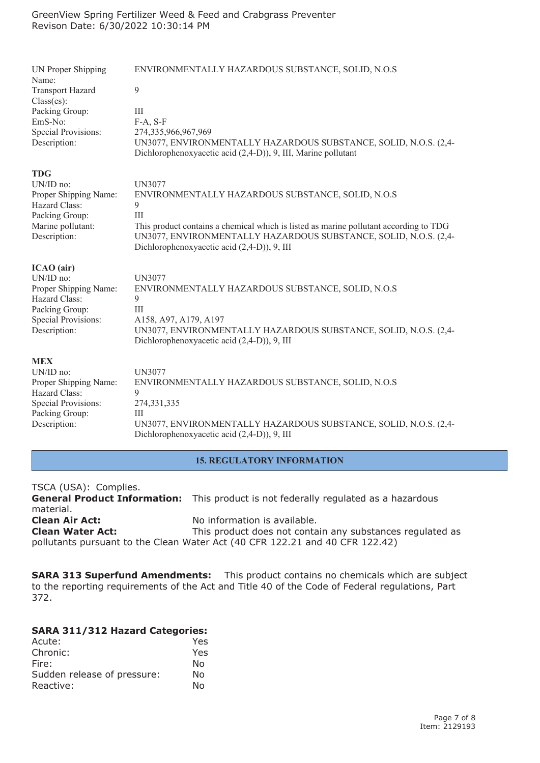UN Proper Shipping Name: ENVIRONMENTALLY HAZARDOUS SUBSTANCE, SOLID, N.O.S
Transport Hazard Class(es): 9
Packing Group: III
EmS-No: F-A, S-F
Special Provisions: 274,335,966,967,969
Description: UN3077, ENVIRONMENTALLY HAZARDOUS SUBSTANCE, SOLID, N.O.S. (2,4-Dichlorophenoxyacetic acid (2,4-D)), 9, III, Marine pollutant

**TDG**

UN/ID no: UN3077
Proper Shipping Name: ENVIRONMENTALLY HAZARDOUS SUBSTANCE, SOLID, N.O.S
Hazard Class: 9
Packing Group: III
Marine pollutant: This product contains a chemical which is listed as marine pollutant according to TDG
Description: UN3077, ENVIRONMENTALLY HAZARDOUS SUBSTANCE, SOLID, N.O.S. (2,4-Dichlorophenoxyacetic acid (2,4-D)), 9, III

**ICAO (air)**

UN/ID no: UN3077
Proper Shipping Name: ENVIRONMENTALLY HAZARDOUS SUBSTANCE, SOLID, N.O.S
Hazard Class: 9
Packing Group: III
Special Provisions: A158, A97, A179, A197
Description: UN3077, ENVIRONMENTALLY HAZARDOUS SUBSTANCE, SOLID, N.O.S. (2,4-Dichlorophenoxyacetic acid (2,4-D)), 9, III

**MEX**

UN/ID no: UN3077
Proper Shipping Name: ENVIRONMENTALLY HAZARDOUS SUBSTANCE, SOLID, N.O.S
Hazard Class: 9
Special Provisions: 274,331,335
Packing Group: III
Description: UN3077, ENVIRONMENTALLY HAZARDOUS SUBSTANCE, SOLID, N.O.S. (2,4-Dichlorophenoxyacetic acid (2,4-D)), 9, III

## 15. REGULATORY INFORMATION

TSCA (USA): Complies.

**General Product Information:** This product is not federally regulated as a hazardous material.

**Clean Air Act:** No information is available.

**Clean Water Act:** This product does not contain any substances regulated as pollutants pursuant to the Clean Water Act (40 CFR 122.21 and 40 CFR 122.42)

**SARA 313 Superfund Amendments:** This product contains no chemicals which are subject to the reporting requirements of the Act and Title 40 of the Code of Federal regulations, Part 372.

**SARA 311/312 Hazard Categories:**

| | |
|---|---|
| Acute: | Yes |
| Chronic: | Yes |
| Fire: | No |
| Sudden release of pressure: | No |
| Reactive: | No |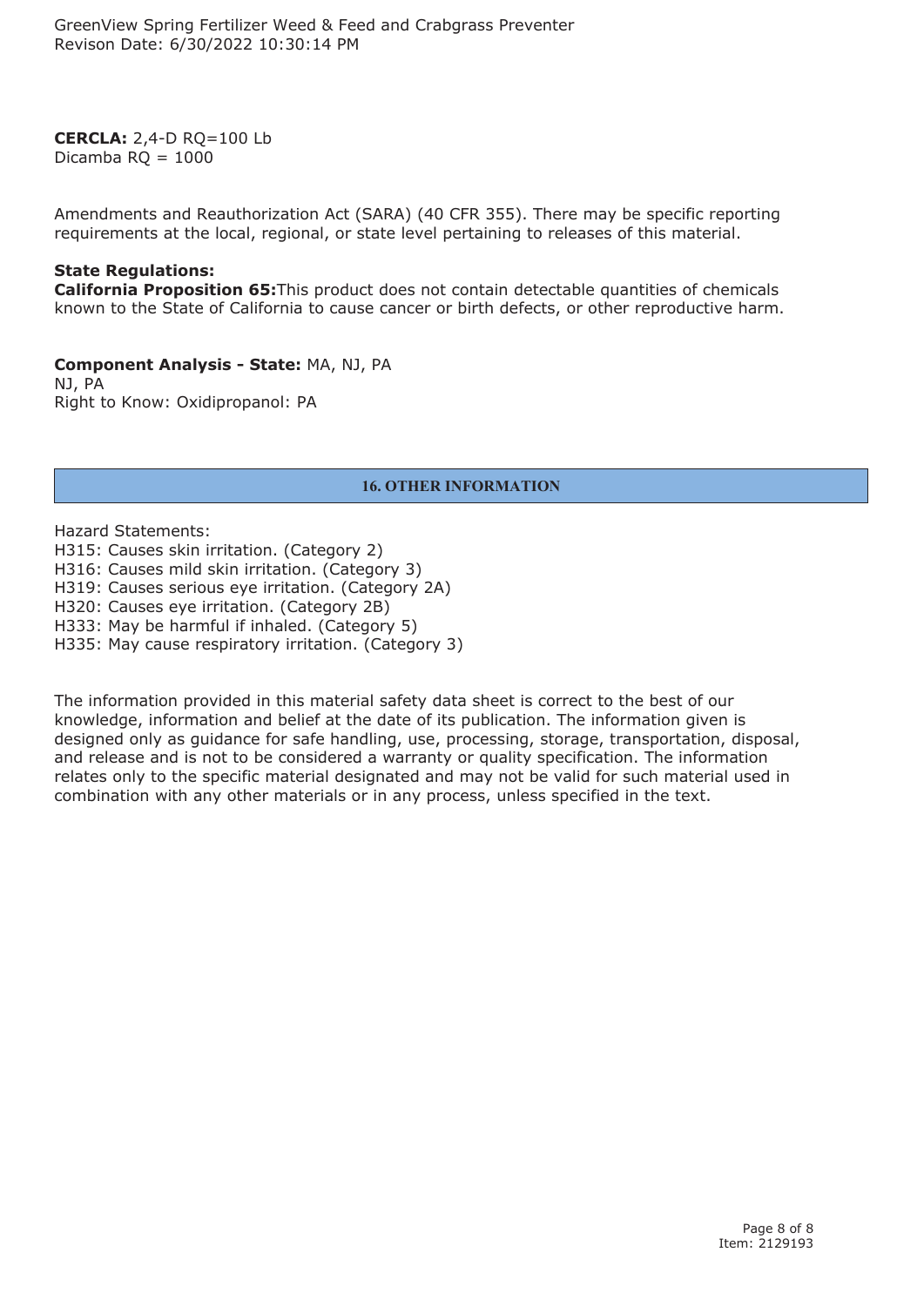**CERCLA:** 2,4-D RQ=100 Lb
Dicamba RQ = 1000

Amendments and Reauthorization Act (SARA) (40 CFR 355). There may be specific reporting requirements at the local, regional, or state level pertaining to releases of this material.

**State Regulations:**
**California Proposition 65:**This product does not contain detectable quantities of chemicals known to the State of California to cause cancer or birth defects, or other reproductive harm.

**Component Analysis - State:** MA, NJ, PA
NJ, PA
Right to Know: Oxidipropanol: PA

## 16. OTHER INFORMATION

Hazard Statements:
H315: Causes skin irritation. (Category 2)
H316: Causes mild skin irritation. (Category 3)
H319: Causes serious eye irritation. (Category 2A)
H320: Causes eye irritation. (Category 2B)
H333: May be harmful if inhaled. (Category 5)
H335: May cause respiratory irritation. (Category 3)

The information provided in this material safety data sheet is correct to the best of our knowledge, information and belief at the date of its publication. The information given is designed only as guidance for safe handling, use, processing, storage, transportation, disposal, and release and is not to be considered a warranty or quality specification. The information relates only to the specific material designated and may not be valid for such material used in combination with any other materials or in any process, unless specified in the text.